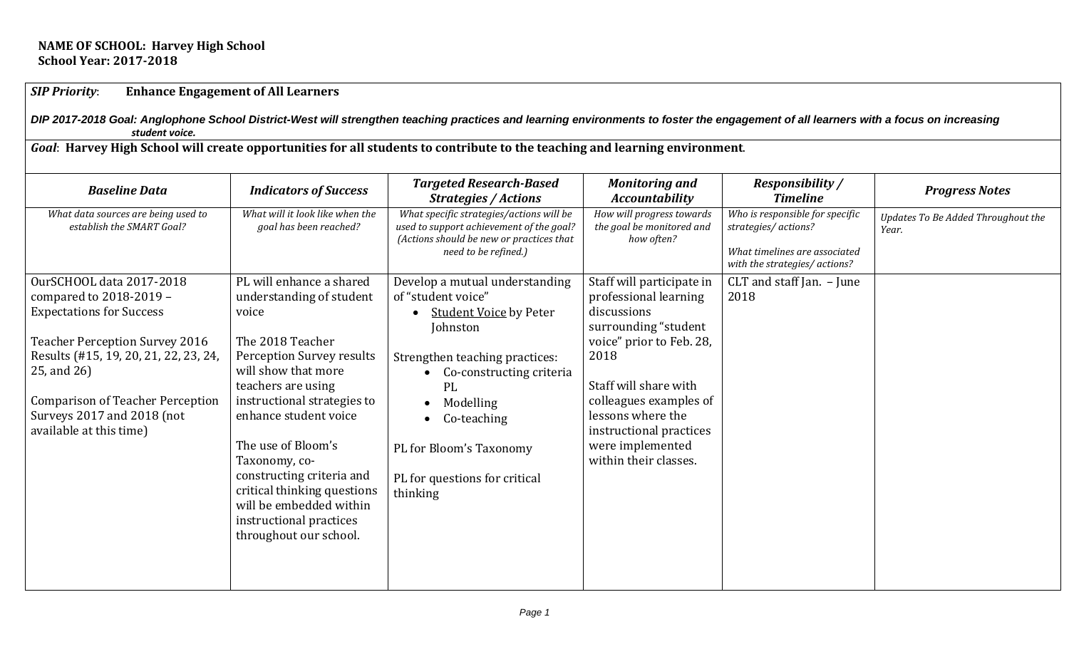**NAME OF SCHOOL: Harvey High School**
**School Year: 2017-2018**

***SIP Priority***: **Enhance Engagement of All Learners**

***DIP 2017-2018 Goal: Anglophone School District-West will strengthen teaching practices and learning environments to foster the engagement of all learners with a focus on increasing student voice.***

***Goal***: **Harvey High School will create opportunities for all students to contribute to the teaching and learning environment**.

| ***Baseline Data*** | ***Indicators of Success*** | ***Targeted Research-Based Strategies / Actions*** | ***Monitoring and Accountability*** | ***Responsibility / Timeline*** | ***Progress Notes*** |
|---|---|---|---|---|---|
| *What data sources are being used to establish the SMART Goal?* | *What will it look like when the goal has been reached?* | *What specific strategies/actions will be used to support achievement of the goal? (Actions should be new or practices that need to be refined.)* | *How will progress towards the goal be monitored and how often?* | *Who is responsible for specific strategies/ actions?*<br><br>*What timelines are associated with the strategies/ actions?* | *Updates To Be Added Throughout the Year.* |
| OurSCHOOL data 2017-2018 compared to 2018-2019 – Expectations for Success<br><br>Teacher Perception Survey 2016 Results (#15, 19, 20, 21, 22, 23, 24, 25, and 26)<br><br>Comparison of Teacher Perception Surveys 2017 and 2018 (not available at this time) | PL will enhance a shared understanding of student voice<br><br>The 2018 Teacher Perception Survey results will show that more teachers are using instructional strategies to enhance student voice<br><br>The use of Bloom's Taxonomy, co-constructing criteria and critical thinking questions will be embedded within instructional practices throughout our school. | Develop a mutual understanding of "student voice"<br>• Student Voice by Peter Johnston<br><br>Strengthen teaching practices:<br>• Co-constructing criteria PL<br>• Modelling<br>• Co-teaching<br><br>PL for Bloom's Taxonomy<br><br>PL for questions for critical thinking | Staff will participate in professional learning discussions surrounding "student voice" prior to Feb. 28, 2018<br><br>Staff will share with colleagues examples of lessons where the instructional practices were implemented within their classes. | CLT and staff Jan. – June 2018 | |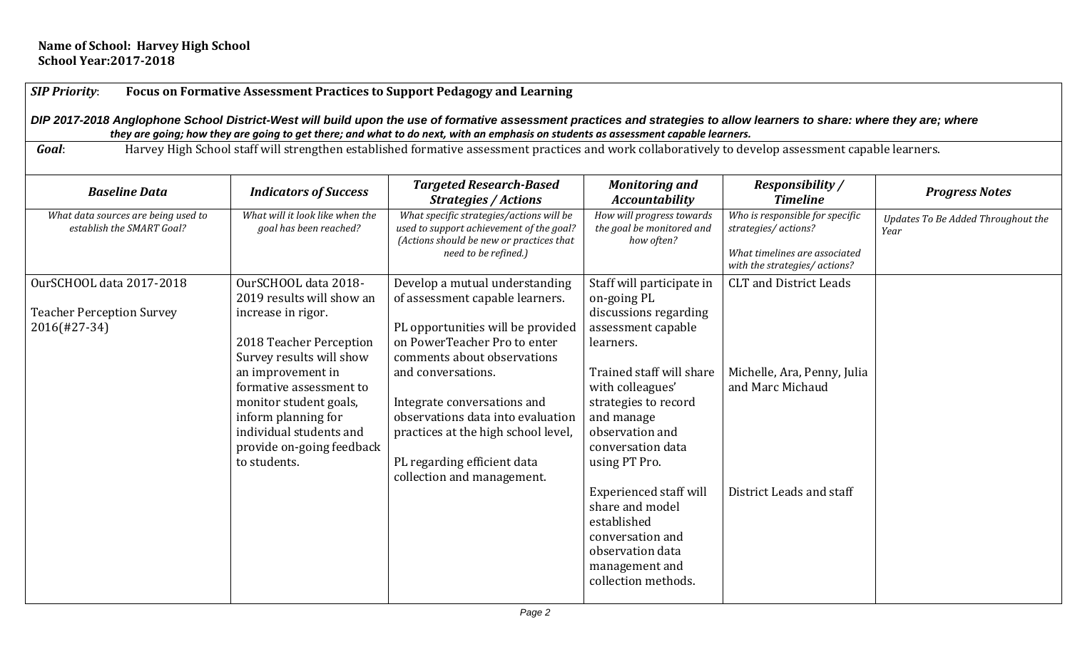**Name of School: Harvey High School**
**School Year:2017-2018**

***SIP Priority***: **Focus on Formative Assessment Practices to Support Pedagogy and Learning**

***DIP 2017-2018 Anglophone School District-West will build upon the use of formative assessment practices and strategies to allow learners to share: where they are; where they are going; how they are going to get there; and what to do next, with an emphasis on students as assessment capable learners.***

***Goal***: Harvey High School staff will strengthen established formative assessment practices and work collaboratively to develop assessment capable learners.

| *Baseline Data* | *Indicators of Success* | *Targeted Research-Based Strategies / Actions* | *Monitoring and Accountability* | *Responsibility / Timeline* | *Progress Notes* |
|---|---|---|---|---|---|
| *What data sources are being used to establish the SMART Goal?* | *What will it look like when the goal has been reached?* | *What specific strategies/actions will be used to support achievement of the goal? (Actions should be new or practices that need to be refined.)* | *How will progress towards the goal be monitored and how often?* | *Who is responsible for specific strategies/ actions?*<br><br>*What timelines are associated with the strategies/ actions?* | *Updates To Be Added Throughout the Year* |
| OurSCHOOL data 2017-2018<br><br>Teacher Perception Survey 2016(#27-34) | OurSCHOOL data 2018-2019 results will show an increase in rigor.<br><br>2018 Teacher Perception Survey results will show an improvement in formative assessment to monitor student goals, inform planning for individual students and provide on-going feedback to students. | Develop a mutual understanding of assessment capable learners.<br><br>PL opportunities will be provided on PowerTeacher Pro to enter comments about observations and conversations.<br><br>Integrate conversations and observations data into evaluation practices at the high school level,<br><br>PL regarding efficient data collection and management. | Staff will participate in on-going PL discussions regarding assessment capable learners.<br><br>Trained staff will share with colleagues' strategies to record and manage observation and conversation data using PT Pro.<br><br>Experienced staff will share and model established conversation and observation data management and collection methods. | CLT and District Leads<br><br>Michelle, Ara, Penny, Julia and Marc Michaud<br><br>District Leads and staff | |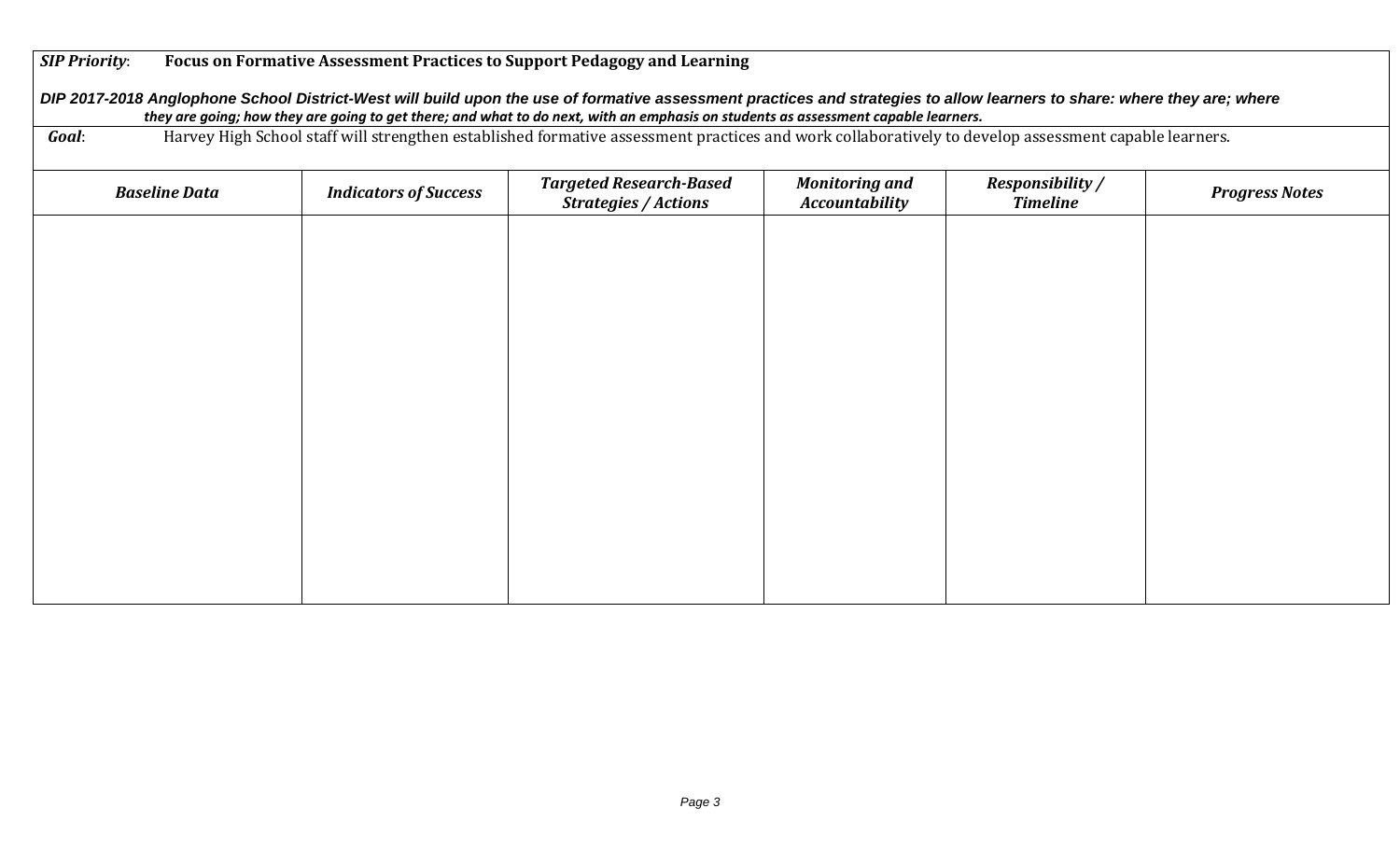***SIP Priority***: **Focus on Formative Assessment Practices to Support Pedagogy and Learning**

***DIP 2017-2018 Anglophone School District-West will build upon the use of formative assessment practices and strategies to allow learners to share: where they are; where they are going; how they are going to get there; and what to do next, with an emphasis on students as assessment capable learners.***

***Goal***: Harvey High School staff will strengthen established formative assessment practices and work collaboratively to develop assessment capable learners.

| ***Baseline Data*** | ***Indicators of Success*** | ***Targeted Research-Based Strategies / Actions*** | ***Monitoring and Accountability*** | ***Responsibility / Timeline*** | ***Progress Notes*** |
|---|---|---|---|---|---|
| | | | | | |